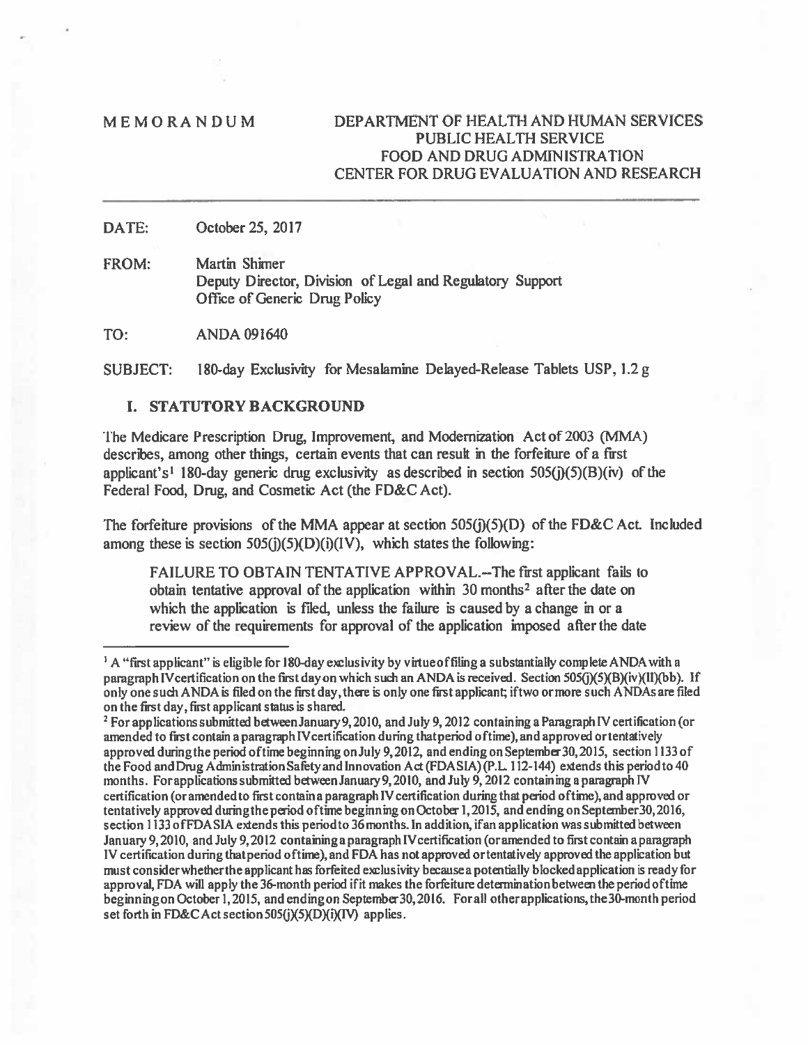MEMORANDUM

DEPARTMENT OF HEALTH AND HUMAN SERVICES
PUBLIC HEALTH SERVICE
FOOD AND DRUG ADMINISTRATION
CENTER FOR DRUG EVALUATION AND RESEARCH

---

DATE: October 25, 2017

FROM: Martin Shimer
Deputy Director, Division of Legal and Regulatory Support
Office of Generic Drug Policy

TO: ANDA 091640

SUBJECT: 180-day Exclusivity for Mesalamine Delayed-Release Tablets USP, 1.2 g

## I. STATUTORY BACKGROUND

The Medicare Prescription Drug, Improvement, and Modernization Act of 2003 (MMA) describes, among other things, certain events that can result in the forfeiture of a first applicant's[1] 180-day generic drug exclusivity as described in section 505(j)(5)(B)(iv) of the Federal Food, Drug, and Cosmetic Act (the FD&C Act).

The forfeiture provisions of the MMA appear at section 505(j)(5)(D) of the FD&C Act. Included among these is section 505(j)(5)(D)(i)(IV), which states the following:

> FAILURE TO OBTAIN TENTATIVE APPROVAL.--The first applicant fails to obtain tentative approval of the application within 30 months[2] after the date on which the application is filed, unless the failure is caused by a change in or a review of the requirements for approval of the application imposed after the date

---

[1] A "first applicant" is eligible for 180-day exclusivity by virtue of filing a substantially complete ANDA with a paragraph IV certification on the first day on which such an ANDA is received. Section 505(j)(5)(B)(iv)(II)(bb). If only one such ANDA is filed on the first day, there is only one first applicant; if two or more such ANDAs are filed on the first day, first applicant status is shared.

[2] For applications submitted between January 9, 2010, and July 9, 2012 containing a Paragraph IV certification (or amended to first contain a paragraph IV certification during that period of time), and approved or tentatively approved during the period of time beginning on July 9, 2012, and ending on September 30, 2015, section 1133 of the Food and Drug Administration Safety and Innovation Act (FDASIA) (P.L. 112-144) extends this period to 40 months. For applications submitted between January 9, 2010, and July 9, 2012 containing a paragraph IV certification (or amended to first contain a paragraph IV certification during that period of time), and approved or tentatively approved during the period of time beginning on October 1, 2015, and ending on September 30, 2016, section 1133 of FDASIA extends this period to 36 months. In addition, if an application was submitted between January 9, 2010, and July 9, 2012 containing a paragraph IV certification (or amended to first contain a paragraph IV certification during that period of time), and FDA has not approved or tentatively approved the application but must consider whether the applicant has forfeited exclusivity because a potentially blocked application is ready for approval, FDA will apply the 36-month period if it makes the forfeiture determination between the period of time beginning on October 1, 2015, and ending on September 30, 2016. For all other applications, the 30-month period set forth in FD&C Act section 505(j)(5)(D)(i)(IV) applies.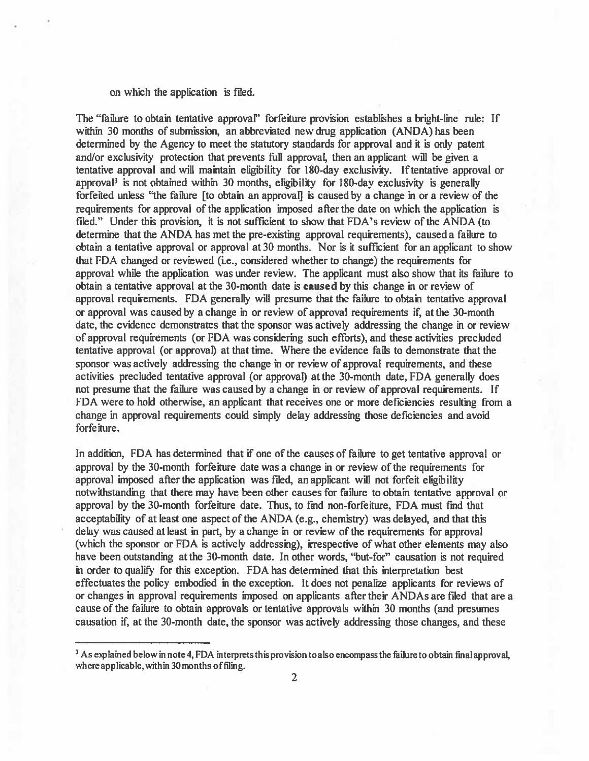on which the application is filed.

The "failure to obtain tentative approval" forfeiture provision establishes a bright-line rule: If within 30 months of submission, an abbreviated new drug application (ANDA) has been determined by the Agency to meet the statutory standards for approval and it is only patent and/or exclusivity protection that prevents full approval, then an applicant will be given a tentative approval and will maintain eligibility for 180-day exclusivity. If tentative approval or approval[3] is not obtained within 30 months, eligibility for 180-day exclusivity is generally forfeited unless "the failure [to obtain an approval] is caused by a change in or a review of the requirements for approval of the application imposed after the date on which the application is filed." Under this provision, it is not sufficient to show that FDA's review of the ANDA (to determine that the ANDA has met the pre-existing approval requirements), caused a failure to obtain a tentative approval or approval at 30 months. Nor is it sufficient for an applicant to show that FDA changed or reviewed (i.e., considered whether to change) the requirements for approval while the application was under review. The applicant must also show that its failure to obtain a tentative approval at the 30-month date is **caused** by this change in or review of approval requirements. FDA generally will presume that the failure to obtain tentative approval or approval was caused by a change in or review of approval requirements if, at the 30-month date, the evidence demonstrates that the sponsor was actively addressing the change in or review of approval requirements (or FDA was considering such efforts), and these activities precluded tentative approval (or approval) at that time. Where the evidence fails to demonstrate that the sponsor was actively addressing the change in or review of approval requirements, and these activities precluded tentative approval (or approval) at the 30-month date, FDA generally does not presume that the failure was caused by a change in or review of approval requirements. If FDA were to hold otherwise, an applicant that receives one or more deficiencies resulting from a change in approval requirements could simply delay addressing those deficiencies and avoid forfeiture.

In addition, FDA has determined that if one of the causes of failure to get tentative approval or approval by the 30-month forfeiture date was a change in or review of the requirements for approval imposed after the application was filed, an applicant will not forfeit eligibility notwithstanding that there may have been other causes for failure to obtain tentative approval or approval by the 30-month forfeiture date. Thus, to find non-forfeiture, FDA must find that acceptability of at least one aspect of the ANDA (e.g., chemistry) was delayed, and that this delay was caused at least in part, by a change in or review of the requirements for approval (which the sponsor or FDA is actively addressing), irrespective of what other elements may also have been outstanding at the 30-month date. In other words, "but-for" causation is not required in order to qualify for this exception. FDA has determined that this interpretation best effectuates the policy embodied in the exception. It does not penalize applicants for reviews of or changes in approval requirements imposed on applicants after their ANDAs are filed that are a cause of the failure to obtain approvals or tentative approvals within 30 months (and presumes causation if, at the 30-month date, the sponsor was actively addressing those changes, and these

---

[3] As explained below in note 4, FDA interprets this provision to also encompass the failure to obtain final approval, where applicable, within 30 months of filing.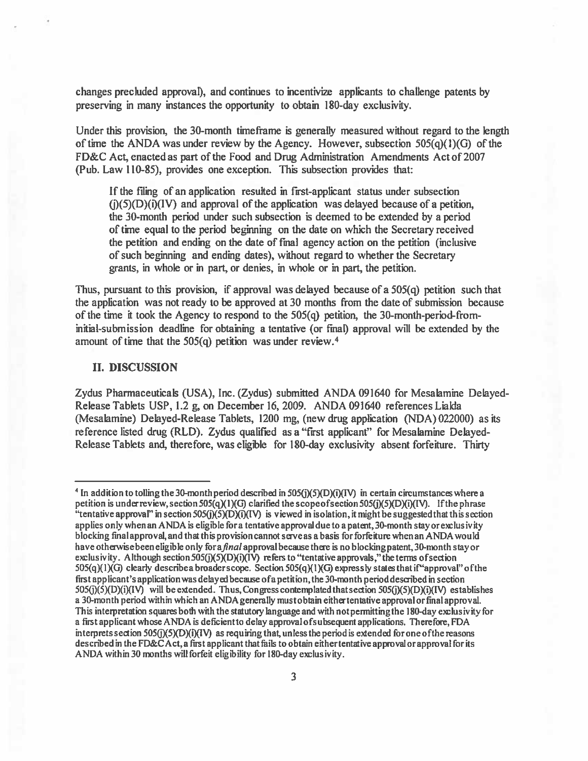changes precluded approval), and continues to incentivize applicants to challenge patents by preserving in many instances the opportunity to obtain 180-day exclusivity.

Under this provision, the 30-month timeframe is generally measured without regard to the length of time the ANDA was under review by the Agency. However, subsection 505(q)(1)(G) of the FD&C Act, enacted as part of the Food and Drug Administration Amendments Act of 2007 (Pub. Law 110-85), provides one exception. This subsection provides that:

> If the filing of an application resulted in first-applicant status under subsection (j)(5)(D)(i)(IV) and approval of the application was delayed because of a petition, the 30-month period under such subsection is deemed to be extended by a period of time equal to the period beginning on the date on which the Secretary received the petition and ending on the date of final agency action on the petition (inclusive of such beginning and ending dates), without regard to whether the Secretary grants, in whole or in part, or denies, in whole or in part, the petition.

Thus, pursuant to this provision, if approval was delayed because of a 505(q) petition such that the application was not ready to be approved at 30 months from the date of submission because of the time it took the Agency to respond to the 505(q) petition, the 30-month-period-from-initial-submission deadline for obtaining a tentative (or final) approval will be extended by the amount of time that the 505(q) petition was under review.[4]

## II. DISCUSSION

Zydus Pharmaceuticals (USA), Inc. (Zydus) submitted ANDA 091640 for Mesalamine Delayed-Release Tablets USP, 1.2 g, on December 16, 2009. ANDA 091640 references Lialda (Mesalamine) Delayed-Release Tablets, 1200 mg, (new drug application (NDA) 022000) as its reference listed drug (RLD). Zydus qualified as a "first applicant" for Mesalamine Delayed-Release Tablets and, therefore, was eligible for 180-day exclusivity absent forfeiture. Thirty

---

[4] In addition to tolling the 30-month period described in 505(j)(5)(D)(i)(IV) in certain circumstances where a petition is under review, section 505(q)(1)(G) clarified the scope of section 505(j)(5)(D)(i)(IV). If the phrase "tentative approval" in section 505(j)(5)(D)(i)(IV) is viewed in isolation, it might be suggested that this section applies only when an ANDA is eligible for a tentative approval due to a patent, 30-month stay or exclusivity blocking final approval, and that this provision cannot serve as a basis for forfeiture when an ANDA would have otherwise been eligible only for a *final* approval because there is no blocking patent, 30-month stay or exclusivity. Although section 505(j)(5)(D)(i)(IV) refers to "tentative approvals," the terms of section 505(q)(1)(G) clearly describe a broader scope. Section 505(q)(1)(G) expressly states that if "approval" of the first applicant's application was delayed because of a petition, the 30-month period described in section 505(j)(5)(D)(i)(IV) will be extended. Thus, Congress contemplated that section 505(j)(5)(D)(i)(IV) establishes a 30-month period within which an ANDA generally must obtain either tentative approval or final approval. This interpretation squares both with the statutory language and with not permitting the 180-day exclusivity for a first applicant whose ANDA is deficient to delay approval of subsequent applications. Therefore, FDA interprets section 505(j)(5)(D)(i)(IV) as requiring that, unless the period is extended for one of the reasons described in the FD&C Act, a first applicant that fails to obtain either tentative approval or approval for its ANDA within 30 months will forfeit eligibility for 180-day exclusivity.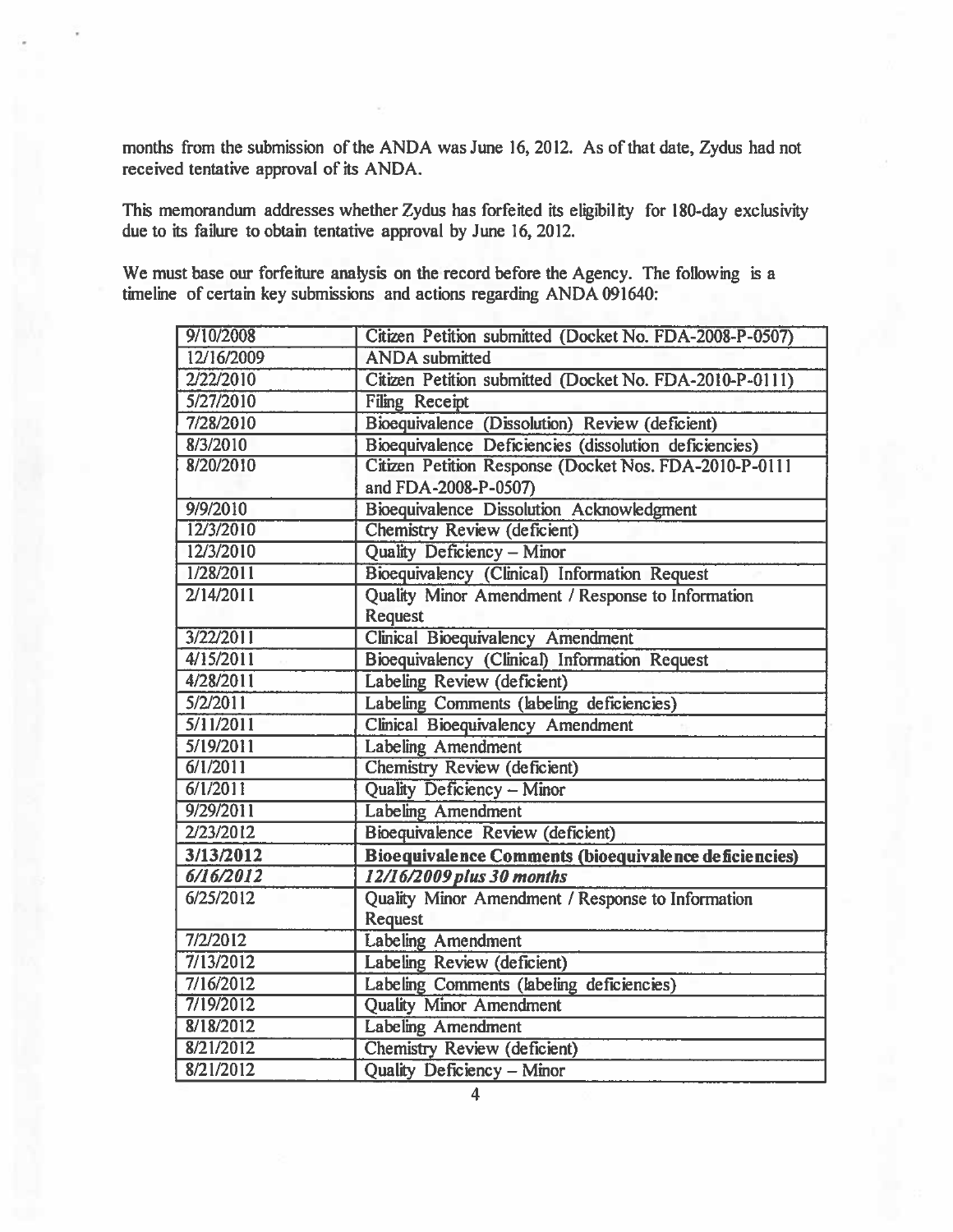months from the submission of the ANDA was June 16, 2012. As of that date, Zydus had not received tentative approval of its ANDA.

This memorandum addresses whether Zydus has forfeited its eligibility for 180-day exclusivity due to its failure to obtain tentative approval by June 16, 2012.

We must base our forfeiture analysis on the record before the Agency. The following is a timeline of certain key submissions and actions regarding ANDA 091640:

| | |
|---|---|
| 9/10/2008 | Citizen Petition submitted (Docket No. FDA-2008-P-0507) |
| 12/16/2009 | ANDA submitted |
| 2/22/2010 | Citizen Petition submitted (Docket No. FDA-2010-P-0111) |
| 5/27/2010 | Filing Receipt |
| 7/28/2010 | Bioequivalence (Dissolution) Review (deficient) |
| 8/3/2010 | Bioequivalence Deficiencies (dissolution deficiencies) |
| 8/20/2010 | Citizen Petition Response (Docket Nos. FDA-2010-P-0111 and FDA-2008-P-0507) |
| 9/9/2010 | Bioequivalence Dissolution Acknowledgment |
| 12/3/2010 | Chemistry Review (deficient) |
| 12/3/2010 | Quality Deficiency – Minor |
| 1/28/2011 | Bioequivalency (Clinical) Information Request |
| 2/14/2011 | Quality Minor Amendment / Response to Information Request |
| 3/22/2011 | Clinical Bioequivalency Amendment |
| 4/15/2011 | Bioequivalency (Clinical) Information Request |
| 4/28/2011 | Labeling Review (deficient) |
| 5/2/2011 | Labeling Comments (labeling deficiencies) |
| 5/11/2011 | Clinical Bioequivalency Amendment |
| 5/19/2011 | Labeling Amendment |
| 6/1/2011 | Chemistry Review (deficient) |
| 6/1/2011 | Quality Deficiency – Minor |
| 9/29/2011 | Labeling Amendment |
| 2/23/2012 | Bioequivalence Review (deficient) |
| **3/13/2012** | **Bioequivalence Comments (bioequivalence deficiencies)** |
| ***6/16/2012*** | ***12/16/2009 plus 30 months*** |
| 6/25/2012 | Quality Minor Amendment / Response to Information Request |
| 7/2/2012 | Labeling Amendment |
| 7/13/2012 | Labeling Review (deficient) |
| 7/16/2012 | Labeling Comments (labeling deficiencies) |
| 7/19/2012 | Quality Minor Amendment |
| 8/18/2012 | Labeling Amendment |
| 8/21/2012 | Chemistry Review (deficient) |
| 8/21/2012 | Quality Deficiency – Minor |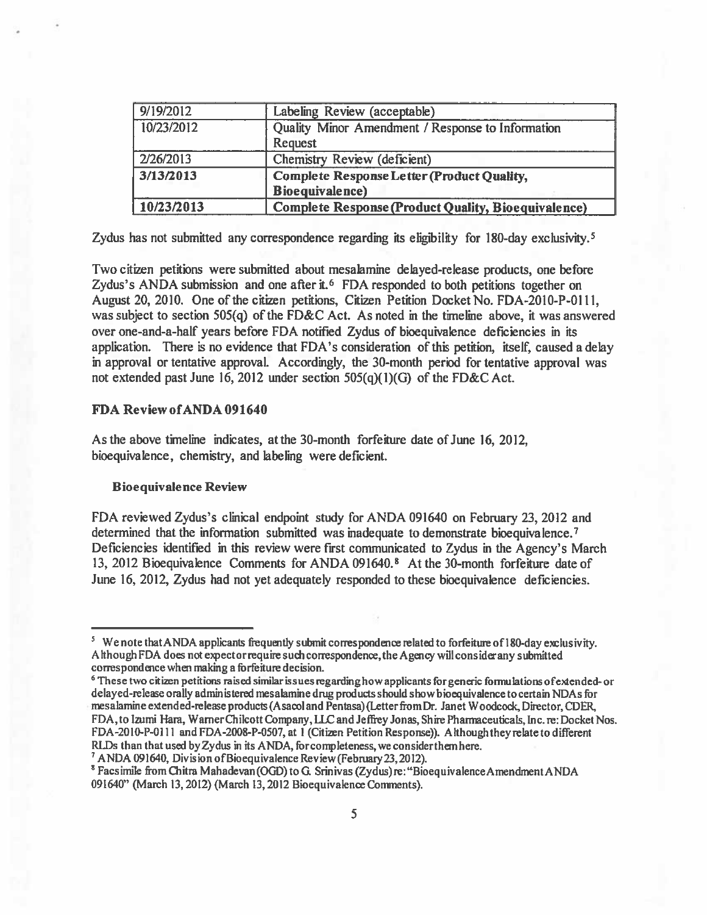| 9/19/2012 | Labeling Review (acceptable) |
|---|---|
| 10/23/2012 | Quality Minor Amendment / Response to Information Request |
| 2/26/2013 | Chemistry Review (deficient) |
| **3/13/2013** | **Complete Response Letter (Product Quality, Bioequivalence)** |
| **10/23/2013** | **Complete Response (Product Quality, Bioequivalence)** |

Zydus has not submitted any correspondence regarding its eligibility for 180-day exclusivity.[5]

Two citizen petitions were submitted about mesalamine delayed-release products, one before Zydus's ANDA submission and one after it.[6] FDA responded to both petitions together on August 20, 2010. One of the citizen petitions, Citizen Petition Docket No. FDA-2010-P-0111, was subject to section 505(q) of the FD&C Act. As noted in the timeline above, it was answered over one-and-a-half years before FDA notified Zydus of bioequivalence deficiencies in its application. There is no evidence that FDA's consideration of this petition, itself, caused a delay in approval or tentative approval. Accordingly, the 30-month period for tentative approval was not extended past June 16, 2012 under section 505(q)(1)(G) of the FD&C Act.

## FDA Review of ANDA 091640

As the above timeline indicates, at the 30-month forfeiture date of June 16, 2012, bioequivalence, chemistry, and labeling were deficient.

### Bioequivalence Review

FDA reviewed Zydus's clinical endpoint study for ANDA 091640 on February 23, 2012 and determined that the information submitted was inadequate to demonstrate bioequivalence.[7] Deficiencies identified in this review were first communicated to Zydus in the Agency's March 13, 2012 Bioequivalence Comments for ANDA 091640.[8] At the 30-month forfeiture date of June 16, 2012, Zydus had not yet adequately responded to these bioequivalence deficiencies.

---

[5] We note that ANDA applicants frequently submit correspondence related to forfeiture of 180-day exclusivity. Although FDA does not expect or require such correspondence, the Agency will consider any submitted correspondence when making a forfeiture decision.

[6] These two citizen petitions raised similar issues regarding how applicants for generic formulations of extended- or delayed-release orally administered mesalamine drug products should show bioequivalence to certain NDAs for mesalamine extended-release products (Asacol and Pentasa) (Letter from Dr. Janet Woodcock, Director, CDER, FDA, to Izumi Hara, Warner Chilcott Company, LLC and Jeffrey Jonas, Shire Pharmaceuticals, Inc. re: Docket Nos. FDA-2010-P-0111 and FDA-2008-P-0507, at 1 (Citizen Petition Response)). Although they relate to different RLDs than that used by Zydus in its ANDA, for completeness, we consider them here.

[7] ANDA 091640, Division of Bioequivalence Review (February 23, 2012).

[8] Facsimile from Chitra Mahadevan (OGD) to G. Srinivas (Zydus) re: "Bioequivalence Amendment ANDA 091640" (March 13, 2012) (March 13, 2012 Bioequivalence Comments).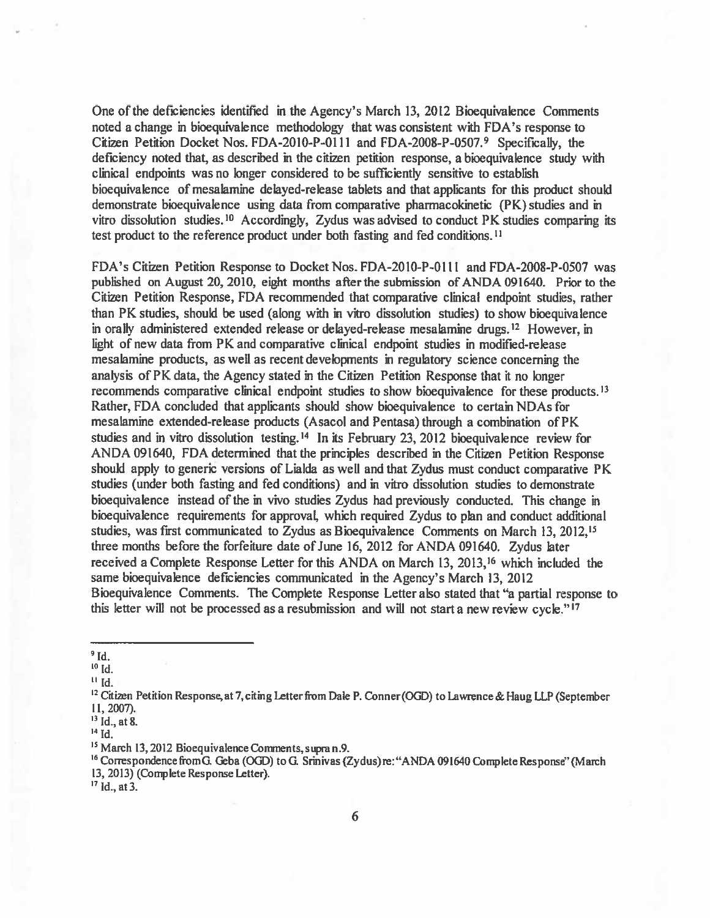One of the deficiencies identified in the Agency's March 13, 2012 Bioequivalence Comments noted a change in bioequivalence methodology that was consistent with FDA's response to Citizen Petition Docket Nos. FDA-2010-P-0111 and FDA-2008-P-0507.[9] Specifically, the deficiency noted that, as described in the citizen petition response, a bioequivalence study with clinical endpoints was no longer considered to be sufficiently sensitive to establish bioequivalence of mesalamine delayed-release tablets and that applicants for this product should demonstrate bioequivalence using data from comparative pharmacokinetic (PK) studies and in vitro dissolution studies.[10] Accordingly, Zydus was advised to conduct PK studies comparing its test product to the reference product under both fasting and fed conditions.[11]

FDA's Citizen Petition Response to Docket Nos. FDA-2010-P-0111 and FDA-2008-P-0507 was published on August 20, 2010, eight months after the submission of ANDA 091640. Prior to the Citizen Petition Response, FDA recommended that comparative clinical endpoint studies, rather than PK studies, should be used (along with in vitro dissolution studies) to show bioequivalence in orally administered extended release or delayed-release mesalamine drugs.[12] However, in light of new data from PK and comparative clinical endpoint studies in modified-release mesalamine products, as well as recent developments in regulatory science concerning the analysis of PK data, the Agency stated in the Citizen Petition Response that it no longer recommends comparative clinical endpoint studies to show bioequivalence for these products.[13] Rather, FDA concluded that applicants should show bioequivalence to certain NDAs for mesalamine extended-release products (Asacol and Pentasa) through a combination of PK studies and in vitro dissolution testing.[14] In its February 23, 2012 bioequivalence review for ANDA 091640, FDA determined that the principles described in the Citizen Petition Response should apply to generic versions of Lialda as well and that Zydus must conduct comparative PK studies (under both fasting and fed conditions) and in vitro dissolution studies to demonstrate bioequivalence instead of the in vivo studies Zydus had previously conducted. This change in bioequivalence requirements for approval, which required Zydus to plan and conduct additional studies, was first communicated to Zydus as Bioequivalence Comments on March 13, 2012,[15] three months before the forfeiture date of June 16, 2012 for ANDA 091640. Zydus later received a Complete Response Letter for this ANDA on March 13, 2013,[16] which included the same bioequivalence deficiencies communicated in the Agency's March 13, 2012 Bioequivalence Comments. The Complete Response Letter also stated that "a partial response to this letter will not be processed as a resubmission and will not start a new review cycle."[17]

---

[9] Id.

[10] Id.

[11] Id.

[12] Citizen Petition Response, at 7, citing Letter from Dale P. Conner (OGD) to Lawrence & Haug LLP (September 11, 2007).

[13] Id., at 8.

[14] Id.

[15] March 13, 2012 Bioequivalence Comments, supra n.9.

[16] Correspondence from G. Geba (OGD) to G. Srinivas (Zydus) re: "ANDA 091640 Complete Response" (March 13, 2013) (Complete Response Letter).

[17] Id., at 3.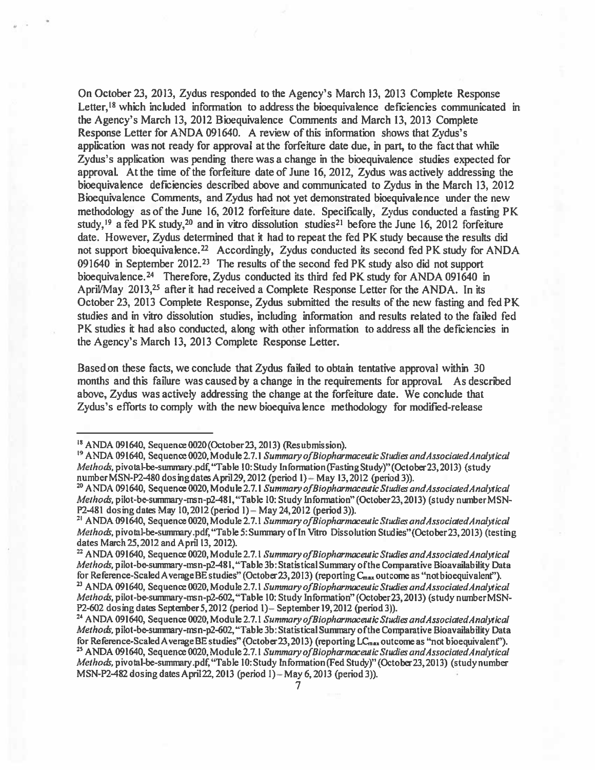On October 23, 2013, Zydus responded to the Agency's March 13, 2013 Complete Response Letter,[18] which included information to address the bioequivalence deficiencies communicated in the Agency's March 13, 2012 Bioequivalence Comments and March 13, 2013 Complete Response Letter for ANDA 091640. A review of this information shows that Zydus's application was not ready for approval at the forfeiture date due, in part, to the fact that while Zydus's application was pending there was a change in the bioequivalence studies expected for approval. At the time of the forfeiture date of June 16, 2012, Zydus was actively addressing the bioequivalence deficiencies described above and communicated to Zydus in the March 13, 2012 Bioequivalence Comments, and Zydus had not yet demonstrated bioequivalence under the new methodology as of the June 16, 2012 forfeiture date. Specifically, Zydus conducted a fasting PK study,[19] a fed PK study,[20] and in vitro dissolution studies[21] before the June 16, 2012 forfeiture date. However, Zydus determined that it had to repeat the fed PK study because the results did not support bioequivalence.[22] Accordingly, Zydus conducted its second fed PK study for ANDA 091640 in September 2012.[23] The results of the second fed PK study also did not support bioequivalence.[24] Therefore, Zydus conducted its third fed PK study for ANDA 091640 in April/May 2013,[25] after it had received a Complete Response Letter for the ANDA. In its October 23, 2013 Complete Response, Zydus submitted the results of the new fasting and fed PK studies and in vitro dissolution studies, including information and results related to the failed fed PK studies it had also conducted, along with other information to address all the deficiencies in the Agency's March 13, 2013 Complete Response Letter.

Based on these facts, we conclude that Zydus failed to obtain tentative approval within 30 months and this failure was caused by a change in the requirements for approval. As described above, Zydus was actively addressing the change at the forfeiture date. We conclude that Zydus's efforts to comply with the new bioequivalence methodology for modified-release

---

[18] ANDA 091640, Sequence 0020 (October 23, 2013) (Resubmission).

[19] ANDA 091640, Sequence 0020, Module 2.7.1 *Summary of Biopharmaceutic Studies and Associated Analytical Methods*, pivotal-be-summary.pdf, "Table 10: Study Information (Fasting Study)" (October 23, 2013) (study number MSN-P2-480 dosing dates April 29, 2012 (period 1) – May 13, 2012 (period 3)).

[20] ANDA 091640, Sequence 0020, Module 2.7.1 *Summary of Biopharmaceutic Studies and Associated Analytical Methods*, pilot-be-summary-msn-p2-481, "Table 10: Study Information" (October 23, 2013) (study number MSN-P2-481 dosing dates May 10, 2012 (period 1) – May 24, 2012 (period 3)).

[21] ANDA 091640, Sequence 0020, Module 2.7.1 *Summary of Biopharmaceutic Studies and Associated Analytical Methods*, pivotal-be-summary.pdf, "Table 5: Summary of In Vitro Dissolution Studies" (October 23, 2013) (testing dates March 25, 2012 and April 13, 2012).

[22] ANDA 091640, Sequence 0020, Module 2.7.1 *Summary of Biopharmaceutic Studies and Associated Analytical Methods*, pilot-be-summary-msn-p2-481, "Table 3b: Statistical Summary of the Comparative Bioavailability Data for Reference-Scaled Average BE studies" (October 23, 2013) (reporting $C_{max}$ outcome as "not bioequivalent").

[23] ANDA 091640, Sequence 0020, Module 2.7.1 *Summary of Biopharmaceutic Studies and Associated Analytical Methods*, pilot-be-summary-msn-p2-602, "Table 10: Study Information" (October 23, 2013) (study number MSN-P2-602 dosing dates September 5, 2012 (period 1) – September 19, 2012 (period 3)).

[24] ANDA 091640, Sequence 0020, Module 2.7.1 *Summary of Biopharmaceutic Studies and Associated Analytical Methods*, pilot-be-summary-msn-p2-602, "Table 3b: Statistical Summary of the Comparative Bioavailability Data for Reference-Scaled Average BE studies" (October 23, 2013) (reporting $LC_{max}$ outcome as "not bioequivalent").

[25] ANDA 091640, Sequence 0020, Module 2.7.1 *Summary of Biopharmaceutic Studies and Associated Analytical Methods*, pivotal-be-summary.pdf, "Table 10: Study Information (Fed Study)" (October 23, 2013) (study number MSN-P2-482 dosing dates April 22, 2013 (period 1) – May 6, 2013 (period 3)).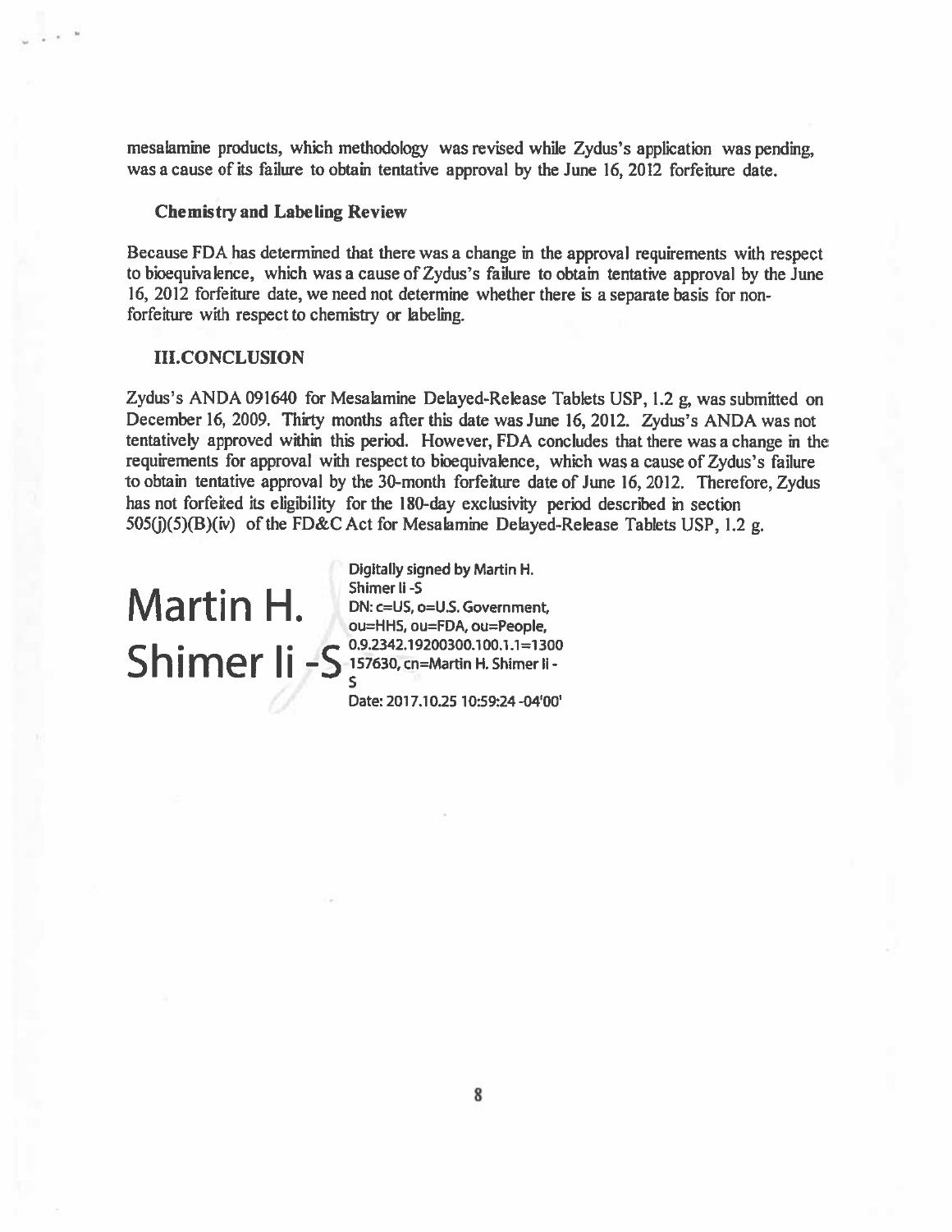mesalamine products, which methodology was revised while Zydus's application was pending, was a cause of its failure to obtain tentative approval by the June 16, 2012 forfeiture date.

### Chemistry and Labeling Review

Because FDA has determined that there was a change in the approval requirements with respect to bioequivalence, which was a cause of Zydus's failure to obtain tentative approval by the June 16, 2012 forfeiture date, we need not determine whether there is a separate basis for non-forfeiture with respect to chemistry or labeling.

## III.CONCLUSION

Zydus's ANDA 091640 for Mesalamine Delayed-Release Tablets USP, 1.2 g, was submitted on December 16, 2009. Thirty months after this date was June 16, 2012. Zydus's ANDA was not tentatively approved within this period. However, FDA concludes that there was a change in the requirements for approval with respect to bioequivalence, which was a cause of Zydus's failure to obtain tentative approval by the 30-month forfeiture date of June 16, 2012. Therefore, Zydus has not forfeited its eligibility for the 180-day exclusivity period described in section 505(j)(5)(B)(iv) of the FD&C Act for Mesalamine Delayed-Release Tablets USP, 1.2 g.

Martin H. Shimer Ii -S

Digitally signed by Martin H. Shimer Ii -S
DN: c=US, o=U.S. Government, ou=HHS, ou=FDA, ou=People, 0.9.2342.19200300.100.1.1=1300157630, cn=Martin H. Shimer Ii -S
Date: 2017.10.25 10:59:24 -04'00'